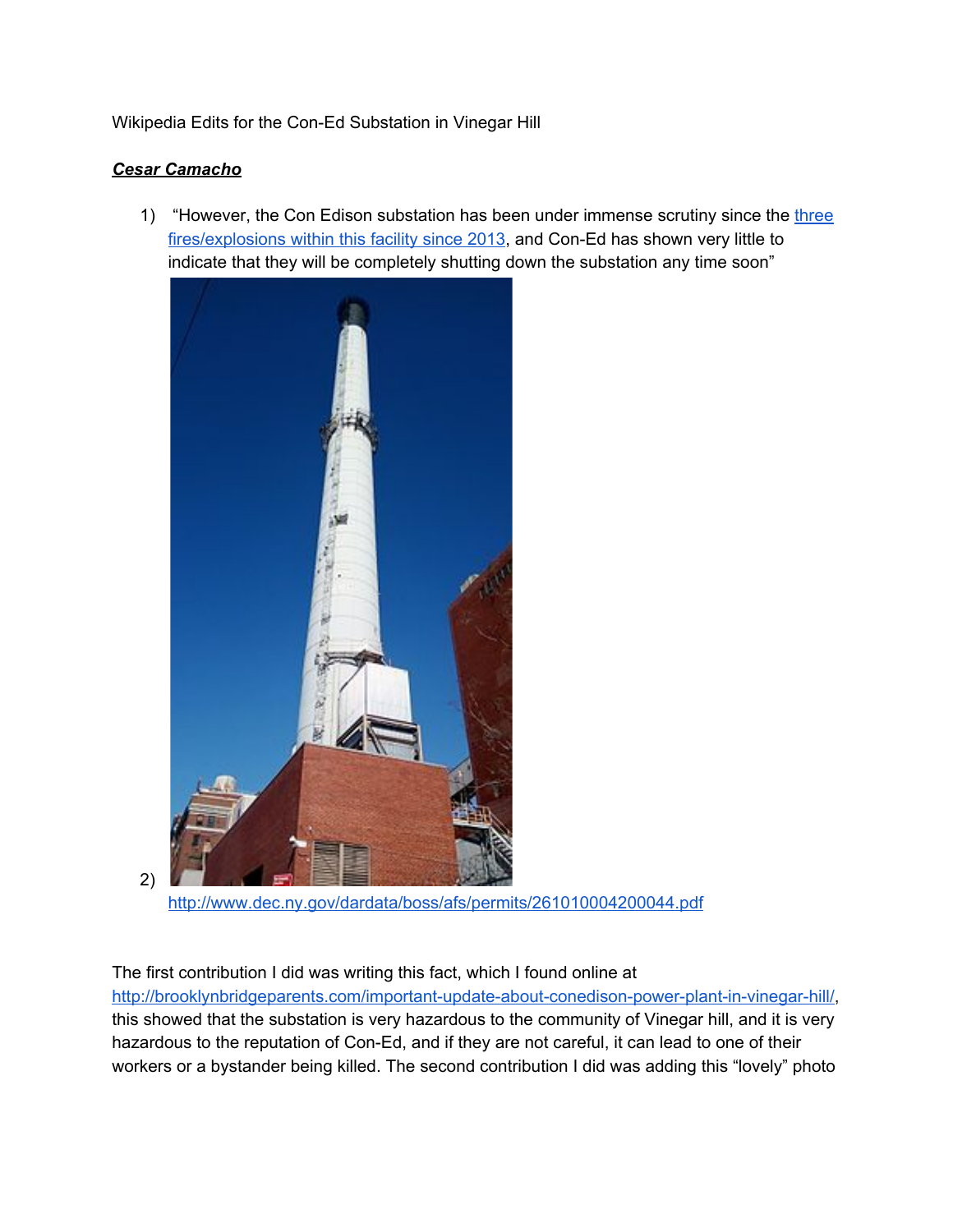Wikipedia Edits for the Con-Ed Substation in Vinegar Hill

***Cesar Camacho***

1) "However, the Con Edison substation has been under immense scrutiny since the [three fires/explosions within this facility since 2013](http://brooklynbridgeparents.com/important-update-about-conedison-power-plant-in-vinegar-hill/), and Con-Ed has shown very little to indicate that they will be completely shutting down the substation any time soon"

2) http://www.dec.ny.gov/dardata/boss/afs/permits/261010004200044.pdf

The first contribution I did was writing this fact, which I found online at http://brooklynbridgeparents.com/important-update-about-conedison-power-plant-in-vinegar-hill/, this showed that the substation is very hazardous to the community of Vinegar hill, and it is very hazardous to the reputation of Con-Ed, and if they are not careful, it can lead to one of their workers or a bystander being killed. The second contribution I did was adding this "lovely" photo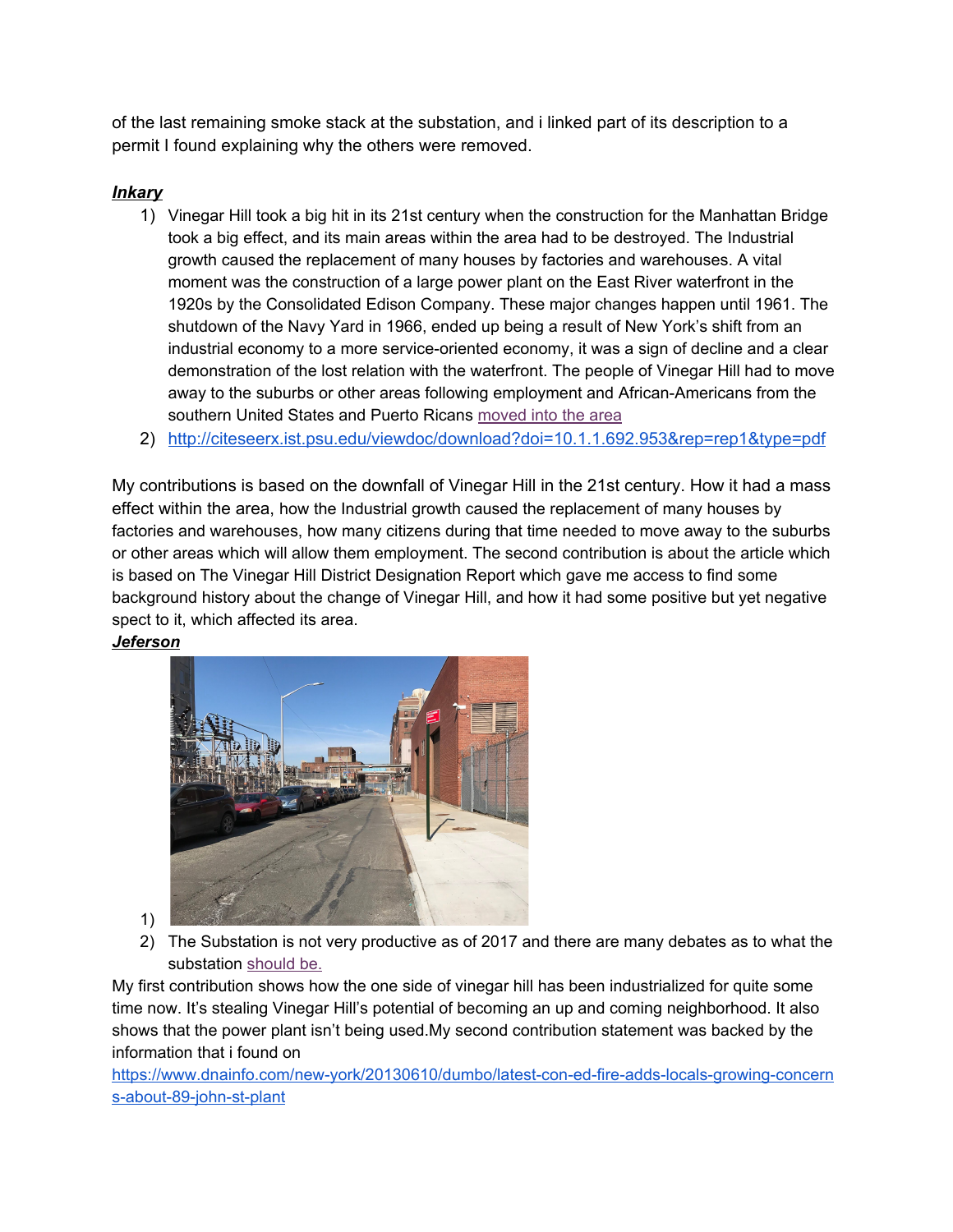of the last remaining smoke stack at the substation, and i linked part of its description to a permit I found explaining why the others were removed.

***Inkary***

1) Vinegar Hill took a big hit in its 21st century when the construction for the Manhattan Bridge took a big effect, and its main areas within the area had to be destroyed. The Industrial growth caused the replacement of many houses by factories and warehouses. A vital moment was the construction of a large power plant on the East River waterfront in the 1920s by the Consolidated Edison Company. These major changes happen until 1961. The shutdown of the Navy Yard in 1966, ended up being a result of New York's shift from an industrial economy to a more service-oriented economy, it was a sign of decline and a clear demonstration of the lost relation with the waterfront. The people of Vinegar Hill had to move away to the suburbs or other areas following employment and African-Americans from the southern United States and Puerto Ricans moved into the area
2) http://citeseerx.ist.psu.edu/viewdoc/download?doi=10.1.1.692.953&rep=rep1&type=pdf

My contributions is based on the downfall of Vinegar Hill in the 21st century. How it had a mass effect within the area, how the Industrial growth caused the replacement of many houses by factories and warehouses, how many citizens during that time needed to move away to the suburbs or other areas which will allow them employment. The second contribution is about the article which is based on The Vinegar Hill District Designation Report which gave me access to find some background history about the change of Vinegar Hill, and how it had some positive but yet negative spect to it, which affected its area.

***Jeferson***

1) 
2) The Substation is not very productive as of 2017 and there are many debates as to what the substation should be.

My first contribution shows how the one side of vinegar hill has been industrialized for quite some time now. It's stealing Vinegar Hill's potential of becoming an up and coming neighborhood. It also shows that the power plant isn't being used.My second contribution statement was backed by the information that i found on
https://www.dnainfo.com/new-york/20130610/dumbo/latest-con-ed-fire-adds-locals-growing-concerns-about-89-john-st-plant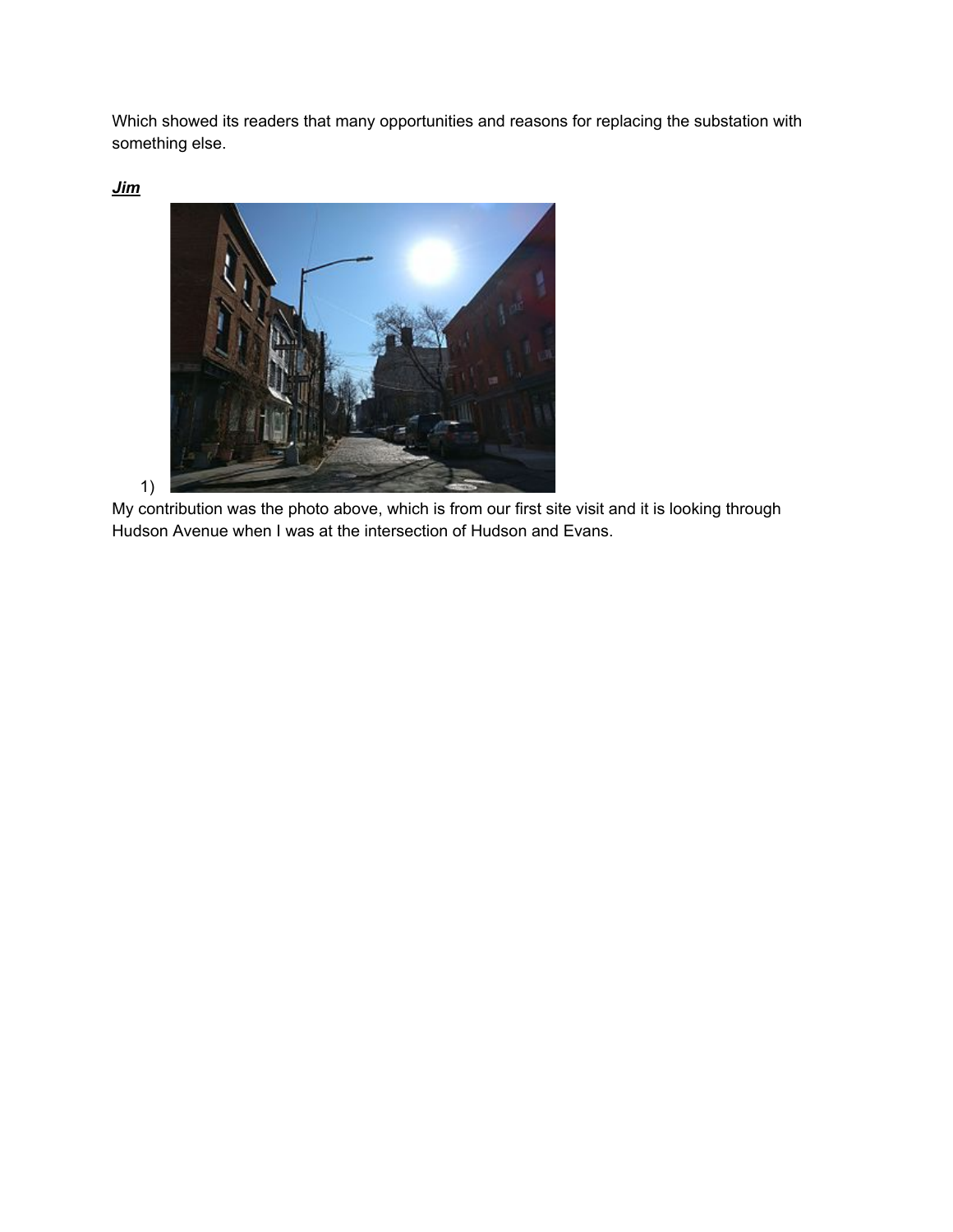Which showed its readers that many opportunities and reasons for replacing the substation with something else.

***Jim***

1)

My contribution was the photo above, which is from our first site visit and it is looking through Hudson Avenue when I was at the intersection of Hudson and Evans.